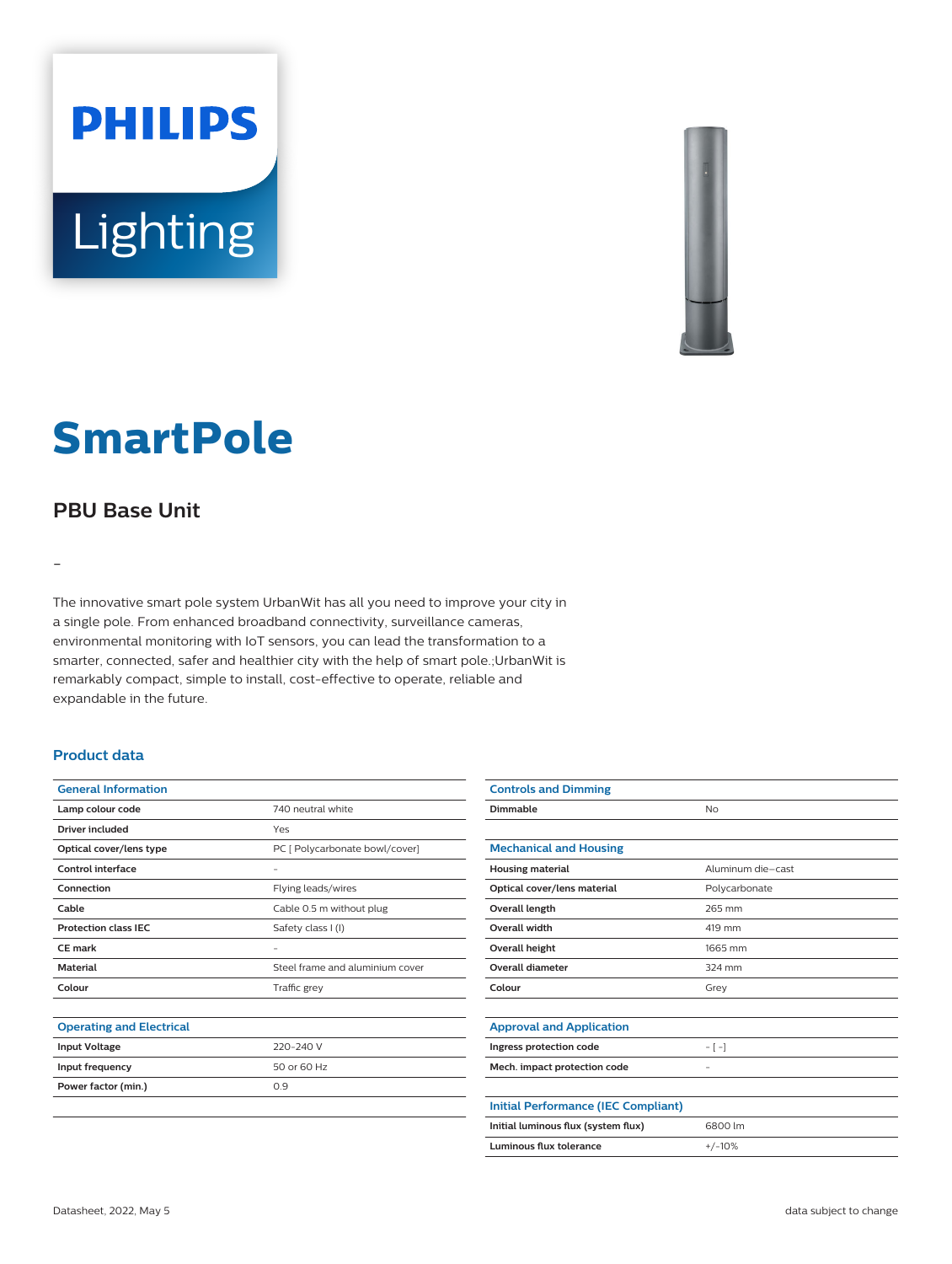# SmartPole

## PBU Base Unit

-

The innovative smart pole system UrbanWit has all you need to improve your city in a single pole. From enhanced broadband connectivity, surveillance cameras, environmental monitoring with IoT sensors, you can lead the transformation to a smarter, connected, safer and healthier city with the help of smart pole.;UrbanWit is remarkably compact, simple to install, cost-effective to operate, reliable and expandable in the future.

### Product data

| General Information | |
|---|---|
| **Lamp colour code** | 740 neutral white |
| **Driver included** | Yes |
| **Optical cover/lens type** | PC [ Polycarbonate bowl/cover] |
| **Control interface** | - |
| **Connection** | Flying leads/wires |
| **Cable** | Cable 0.5 m without plug |
| **Protection class IEC** | Safety class I (I) |
| **CE mark** | - |
| **Material** | Steel frame and aluminium cover |
| **Colour** | Traffic grey |

| Operating and Electrical | |
|---|---|
| **Input Voltage** | 220-240 V |
| **Input frequency** | 50 or 60 Hz |
| **Power factor (min.)** | 0.9 |

| Controls and Dimming | |
|---|---|
| **Dimmable** | No |

| Mechanical and Housing | |
|---|---|
| **Housing material** | Aluminum die-cast |
| **Optical cover/lens material** | Polycarbonate |
| **Overall length** | 265 mm |
| **Overall width** | 419 mm |
| **Overall height** | 1665 mm |
| **Overall diameter** | 324 mm |
| **Colour** | Grey |

| Approval and Application | |
|---|---|
| **Ingress protection code** | - [ -] |
| **Mech. impact protection code** | - |

| Initial Performance (IEC Compliant) | |
|---|---|
| **Initial luminous flux (system flux)** | 6800 lm |
| **Luminous flux tolerance** | +/-10% |

Datasheet, 2022, May 5 data subject to change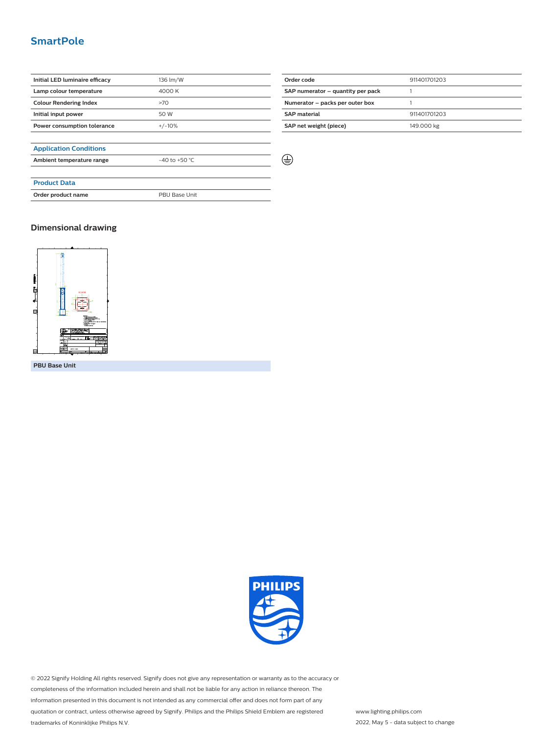## SmartPole

| | |
|---|---|
| Initial LED luminaire efficacy | 136 lm/W |
| Lamp colour temperature | 4000 K |
| Colour Rendering Index | >70 |
| Initial input power | 50 W |
| Power consumption tolerance | +/-10% |

### Application Conditions

| | |
|---|---|
| Ambient temperature range | -40 to +50 °C |

### Product Data

| | |
|---|---|
| Order product name | PBU Base Unit |
| Order code | 911401701203 |
| SAP numerator – quantity per pack | 1 |
| Numerator – packs per outer box | 1 |
| SAP material | 911401701203 |
| SAP net weight (piece) | 149.000 kg |

## Dimensional drawing

PBU Base Unit

© 2022 Signify Holding All rights reserved. Signify does not give any representation or warranty as to the accuracy or completeness of the information included herein and shall not be liable for any action in reliance thereon. The information presented in this document is not intended as any commercial offer and does not form part of any quotation or contract, unless otherwise agreed by Signify. Philips and the Philips Shield Emblem are registered trademarks of Koninklijke Philips N.V.

www.lighting.philips.com

2022, May 5 - data subject to change